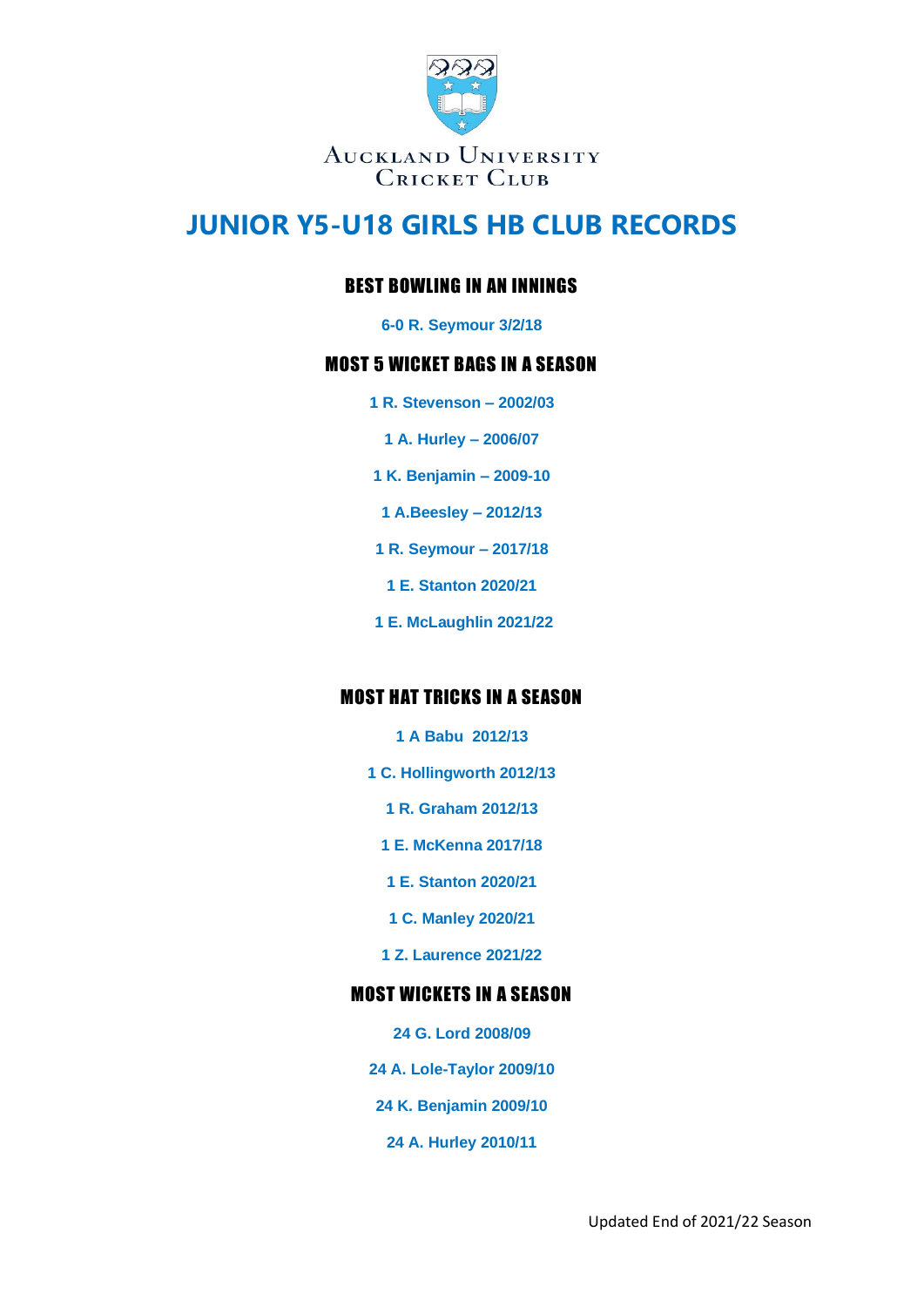Auckland University Cricket Club

# JUNIOR Y5-U18 GIRLS HB CLUB RECORDS

## BEST BOWLING IN AN INNINGS

**6-0 R. Seymour 3/2/18**

## MOST 5 WICKET BAGS IN A SEASON

**1 R. Stevenson – 2002/03**

**1 A. Hurley – 2006/07**

**1 K. Benjamin – 2009-10**

**1 A.Beesley – 2012/13**

**1 R. Seymour – 2017/18**

**1 E. Stanton 2020/21**

**1 E. McLaughlin 2021/22**

## MOST HAT TRICKS IN A SEASON

**1 A Babu 2012/13**

**1 C. Hollingworth 2012/13**

**1 R. Graham 2012/13**

**1 E. McKenna 2017/18**

**1 E. Stanton 2020/21**

**1 C. Manley 2020/21**

**1 Z. Laurence 2021/22**

## MOST WICKETS IN A SEASON

**24 G. Lord 2008/09**

**24 A. Lole-Taylor 2009/10**

**24 K. Benjamin 2009/10**

**24 A. Hurley 2010/11**

Updated End of 2021/22 Season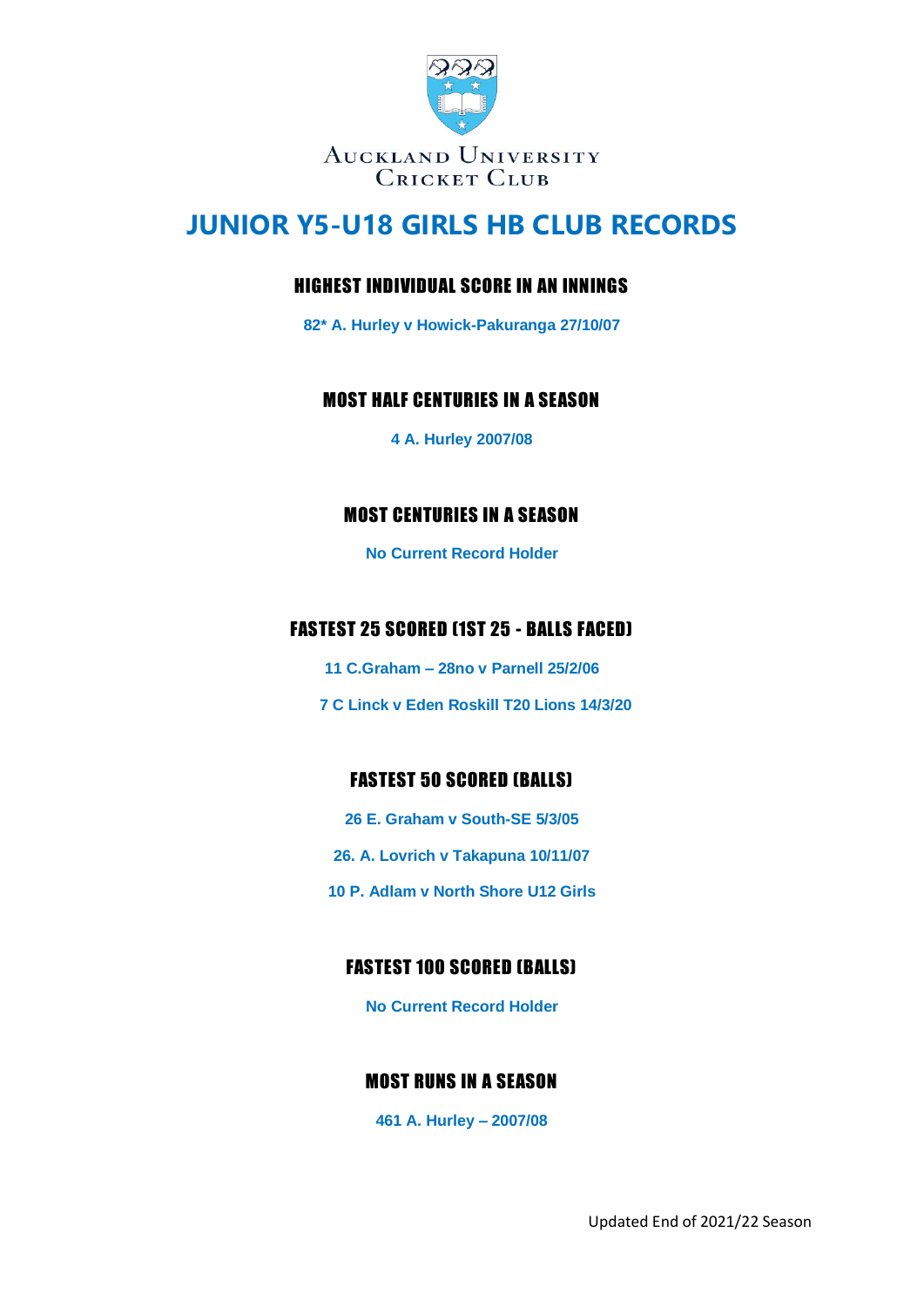Auckland University Cricket Club

# JUNIOR Y5-U18 GIRLS HB CLUB RECORDS

## HIGHEST INDIVIDUAL SCORE IN AN INNINGS

82* A. Hurley v Howick-Pakuranga 27/10/07

## MOST HALF CENTURIES IN A SEASON

4 A. Hurley 2007/08

## MOST CENTURIES IN A SEASON

No Current Record Holder

## FASTEST 25 SCORED (1ST 25 - BALLS FACED)

11 C.Graham – 28no v Parnell 25/2/06

7 C Linck v Eden Roskill T20 Lions 14/3/20

## FASTEST 50 SCORED (BALLS)

26 E. Graham v South-SE 5/3/05

26. A. Lovrich v Takapuna 10/11/07

10 P. Adlam v North Shore U12 Girls

## FASTEST 100 SCORED (BALLS)

No Current Record Holder

## MOST RUNS IN A SEASON

461 A. Hurley – 2007/08

Updated End of 2021/22 Season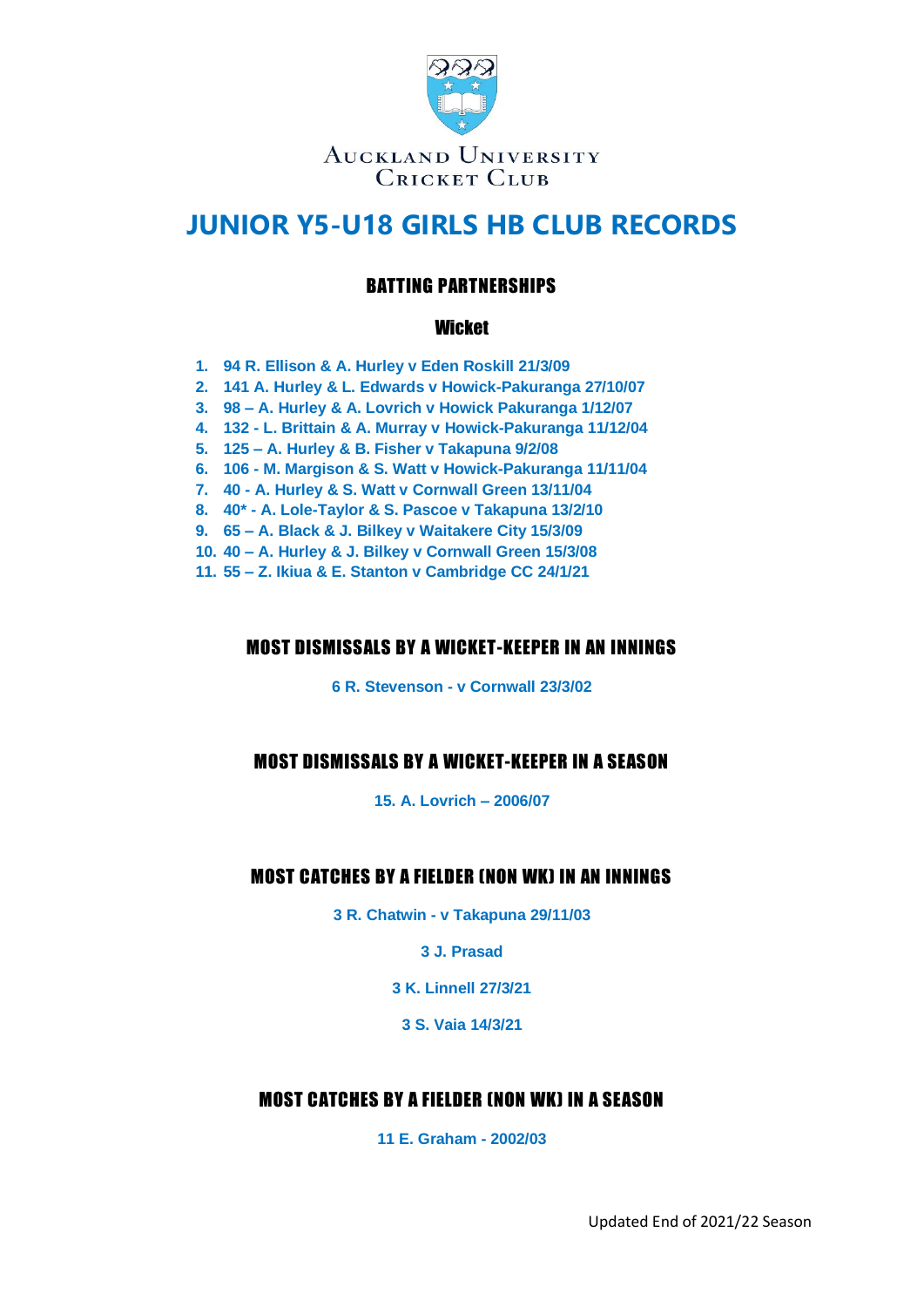Auckland University Cricket Club

# JUNIOR Y5-U18 GIRLS HB CLUB RECORDS

## BATTING PARTNERSHIPS

### Wicket

1. **94 R. Ellison & A. Hurley v Eden Roskill 21/3/09**
2. **141 A. Hurley & L. Edwards v Howick-Pakuranga 27/10/07**
3. **98 – A. Hurley & A. Lovrich v Howick Pakuranga 1/12/07**
4. **132 - L. Brittain & A. Murray v Howick-Pakuranga 11/12/04**
5. **125 – A. Hurley & B. Fisher v Takapuna 9/2/08**
6. **106 - M. Margison & S. Watt v Howick-Pakuranga 11/11/04**
7. **40 - A. Hurley & S. Watt v Cornwall Green 13/11/04**
8. **40* - A. Lole-Taylor & S. Pascoe v Takapuna 13/2/10**
9. **65 – A. Black & J. Bilkey v Waitakere City 15/3/09**
10. **40 – A. Hurley & J. Bilkey v Cornwall Green 15/3/08**
11. **55 – Z. Ikiua & E. Stanton v Cambridge CC 24/1/21**

## MOST DISMISSALS BY A WICKET-KEEPER IN AN INNINGS

**6 R. Stevenson - v Cornwall 23/3/02**

## MOST DISMISSALS BY A WICKET-KEEPER IN A SEASON

**15. A. Lovrich – 2006/07**

## MOST CATCHES BY A FIELDER (NON WK) IN AN INNINGS

**3 R. Chatwin - v Takapuna 29/11/03**

**3 J. Prasad**

**3 K. Linnell 27/3/21**

**3 S. Vaia 14/3/21**

## MOST CATCHES BY A FIELDER (NON WK) IN A SEASON

**11 E. Graham - 2002/03**

Updated End of 2021/22 Season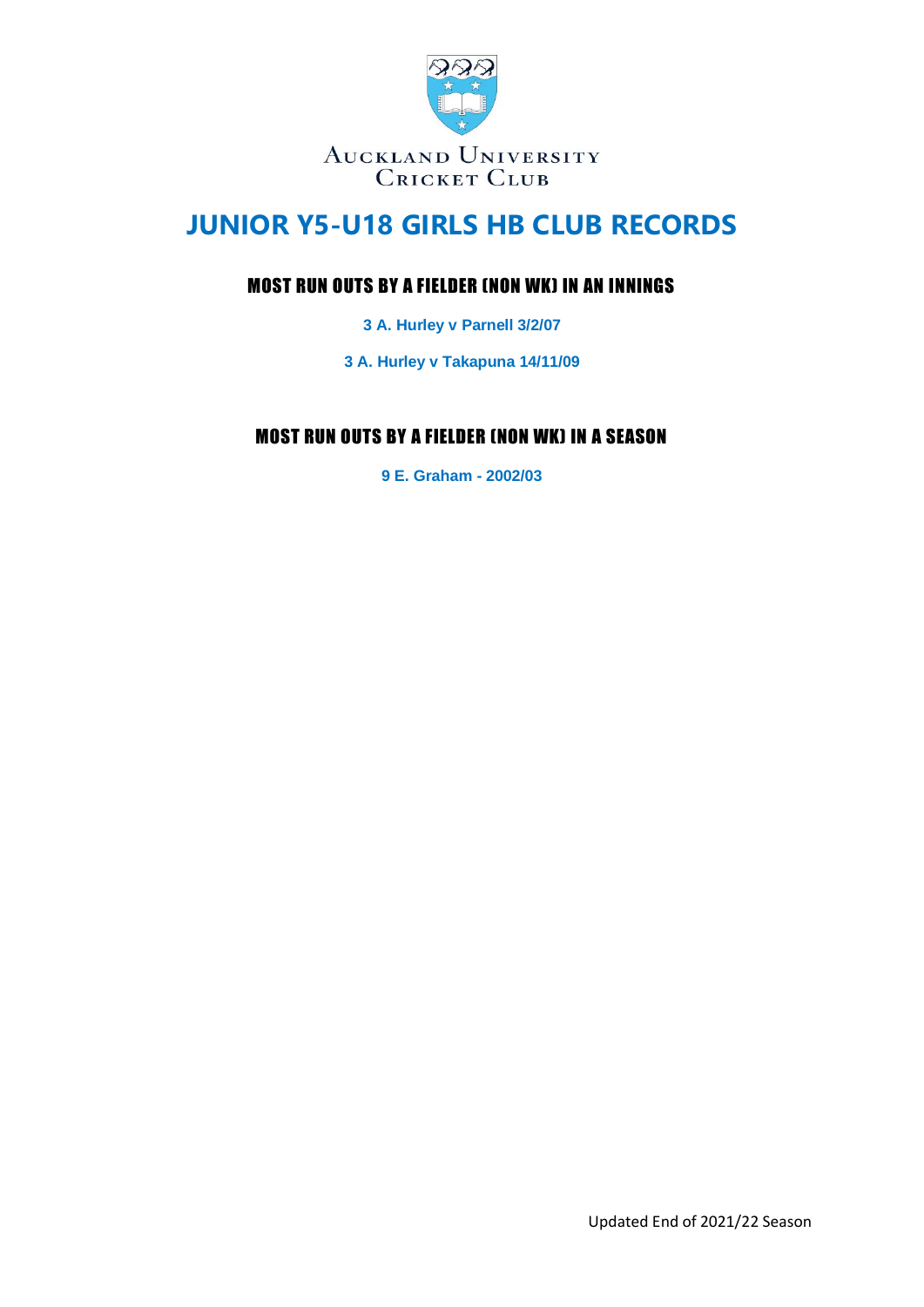Auckland University Cricket Club

# JUNIOR Y5-U18 GIRLS HB CLUB RECORDS

## MOST RUN OUTS BY A FIELDER (NON WK) IN AN INNINGS

**3 A. Hurley v Parnell 3/2/07**

**3 A. Hurley v Takapuna 14/11/09**

## MOST RUN OUTS BY A FIELDER (NON WK) IN A SEASON

**9 E. Graham - 2002/03**

Updated End of 2021/22 Season